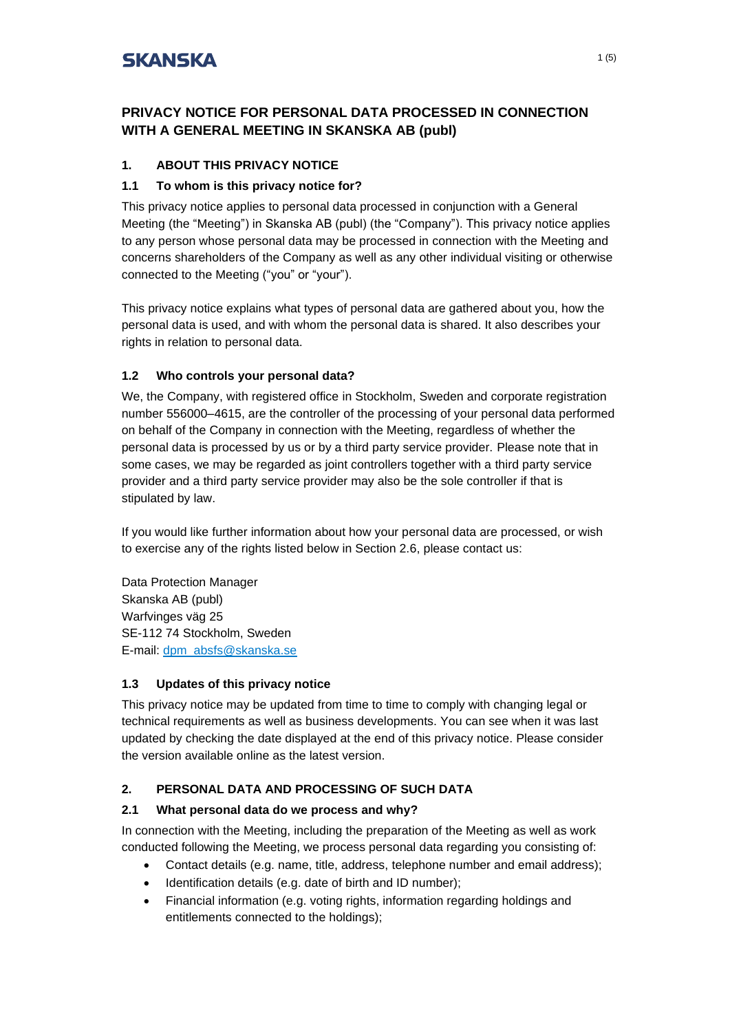**SKANSKA**

# PRIVACY NOTICE FOR PERSONAL DATA PROCESSED IN CONNECTION WITH A GENERAL MEETING IN SKANSKA AB (publ)

## 1. ABOUT THIS PRIVACY NOTICE

### 1.1 To whom is this privacy notice for?

This privacy notice applies to personal data processed in conjunction with a General Meeting (the "Meeting") in Skanska AB (publ) (the "Company"). This privacy notice applies to any person whose personal data may be processed in connection with the Meeting and concerns shareholders of the Company as well as any other individual visiting or otherwise connected to the Meeting ("you" or "your").

This privacy notice explains what types of personal data are gathered about you, how the personal data is used, and with whom the personal data is shared. It also describes your rights in relation to personal data.

### 1.2 Who controls your personal data?

We, the Company, with registered office in Stockholm, Sweden and corporate registration number 556000–4615, are the controller of the processing of your personal data performed on behalf of the Company in connection with the Meeting, regardless of whether the personal data is processed by us or by a third party service provider. Please note that in some cases, we may be regarded as joint controllers together with a third party service provider and a third party service provider may also be the sole controller if that is stipulated by law.

If you would like further information about how your personal data are processed, or wish to exercise any of the rights listed below in Section 2.6, please contact us:

Data Protection Manager
Skanska AB (publ)
Warfvinges väg 25
SE-112 74 Stockholm, Sweden
E-mail: dpm_absfs@skanska.se

### 1.3 Updates of this privacy notice

This privacy notice may be updated from time to time to comply with changing legal or technical requirements as well as business developments. You can see when it was last updated by checking the date displayed at the end of this privacy notice. Please consider the version available online as the latest version.

## 2. PERSONAL DATA AND PROCESSING OF SUCH DATA

### 2.1 What personal data do we process and why?

In connection with the Meeting, including the preparation of the Meeting as well as work conducted following the Meeting, we process personal data regarding you consisting of:

- Contact details (e.g. name, title, address, telephone number and email address);
- Identification details (e.g. date of birth and ID number);
- Financial information (e.g. voting rights, information regarding holdings and entitlements connected to the holdings);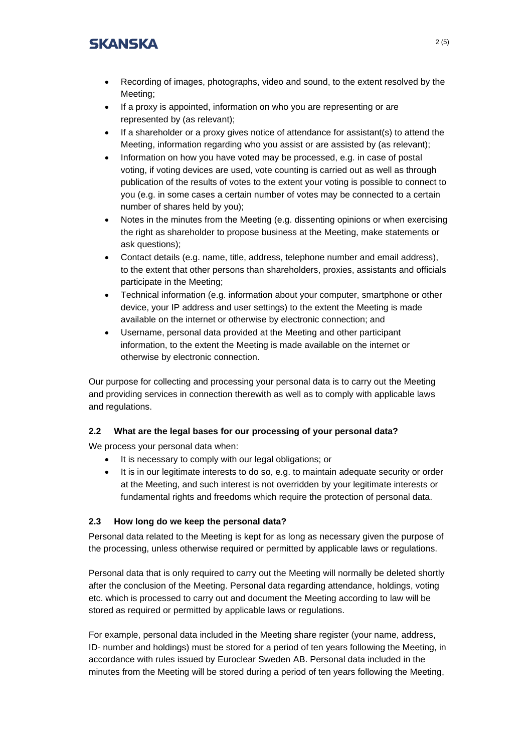- Recording of images, photographs, video and sound, to the extent resolved by the Meeting;
- If a proxy is appointed, information on who you are representing or are represented by (as relevant);
- If a shareholder or a proxy gives notice of attendance for assistant(s) to attend the Meeting, information regarding who you assist or are assisted by (as relevant);
- Information on how you have voted may be processed, e.g. in case of postal voting, if voting devices are used, vote counting is carried out as well as through publication of the results of votes to the extent your voting is possible to connect to you (e.g. in some cases a certain number of votes may be connected to a certain number of shares held by you);
- Notes in the minutes from the Meeting (e.g. dissenting opinions or when exercising the right as shareholder to propose business at the Meeting, make statements or ask questions);
- Contact details (e.g. name, title, address, telephone number and email address), to the extent that other persons than shareholders, proxies, assistants and officials participate in the Meeting;
- Technical information (e.g. information about your computer, smartphone or other device, your IP address and user settings) to the extent the Meeting is made available on the internet or otherwise by electronic connection; and
- Username, personal data provided at the Meeting and other participant information, to the extent the Meeting is made available on the internet or otherwise by electronic connection.

Our purpose for collecting and processing your personal data is to carry out the Meeting and providing services in connection therewith as well as to comply with applicable laws and regulations.

### 2.2 What are the legal bases for our processing of your personal data?

We process your personal data when:

- It is necessary to comply with our legal obligations; or
- It is in our legitimate interests to do so, e.g. to maintain adequate security or order at the Meeting, and such interest is not overridden by your legitimate interests or fundamental rights and freedoms which require the protection of personal data.

### 2.3 How long do we keep the personal data?

Personal data related to the Meeting is kept for as long as necessary given the purpose of the processing, unless otherwise required or permitted by applicable laws or regulations.

Personal data that is only required to carry out the Meeting will normally be deleted shortly after the conclusion of the Meeting. Personal data regarding attendance, holdings, voting etc. which is processed to carry out and document the Meeting according to law will be stored as required or permitted by applicable laws or regulations.

For example, personal data included in the Meeting share register (your name, address, ID- number and holdings) must be stored for a period of ten years following the Meeting, in accordance with rules issued by Euroclear Sweden AB. Personal data included in the minutes from the Meeting will be stored during a period of ten years following the Meeting,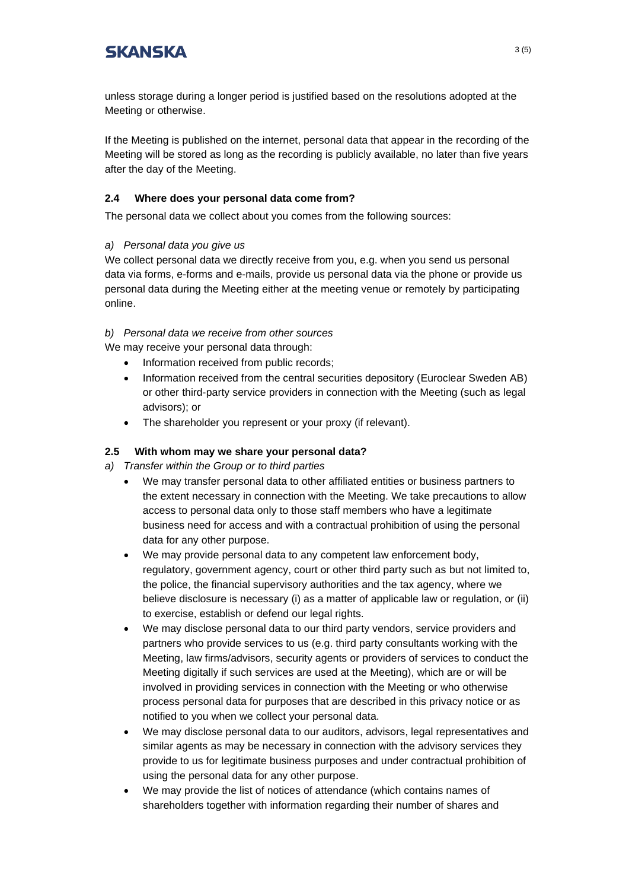unless storage during a longer period is justified based on the resolutions adopted at the Meeting or otherwise.

If the Meeting is published on the internet, personal data that appear in the recording of the Meeting will be stored as long as the recording is publicly available, no later than five years after the day of the Meeting.

### 2.4 Where does your personal data come from?

The personal data we collect about you comes from the following sources:

*a) Personal data you give us*

We collect personal data we directly receive from you, e.g. when you send us personal data via forms, e-forms and e-mails, provide us personal data via the phone or provide us personal data during the Meeting either at the meeting venue or remotely by participating online.

*b) Personal data we receive from other sources*

We may receive your personal data through:

- Information received from public records;
- Information received from the central securities depository (Euroclear Sweden AB) or other third-party service providers in connection with the Meeting (such as legal advisors); or
- The shareholder you represent or your proxy (if relevant).

### 2.5 With whom may we share your personal data?

*a) Transfer within the Group or to third parties*

- We may transfer personal data to other affiliated entities or business partners to the extent necessary in connection with the Meeting. We take precautions to allow access to personal data only to those staff members who have a legitimate business need for access and with a contractual prohibition of using the personal data for any other purpose.
- We may provide personal data to any competent law enforcement body, regulatory, government agency, court or other third party such as but not limited to, the police, the financial supervisory authorities and the tax agency, where we believe disclosure is necessary (i) as a matter of applicable law or regulation, or (ii) to exercise, establish or defend our legal rights.
- We may disclose personal data to our third party vendors, service providers and partners who provide services to us (e.g. third party consultants working with the Meeting, law firms/advisors, security agents or providers of services to conduct the Meeting digitally if such services are used at the Meeting), which are or will be involved in providing services in connection with the Meeting or who otherwise process personal data for purposes that are described in this privacy notice or as notified to you when we collect your personal data.
- We may disclose personal data to our auditors, advisors, legal representatives and similar agents as may be necessary in connection with the advisory services they provide to us for legitimate business purposes and under contractual prohibition of using the personal data for any other purpose.
- We may provide the list of notices of attendance (which contains names of shareholders together with information regarding their number of shares and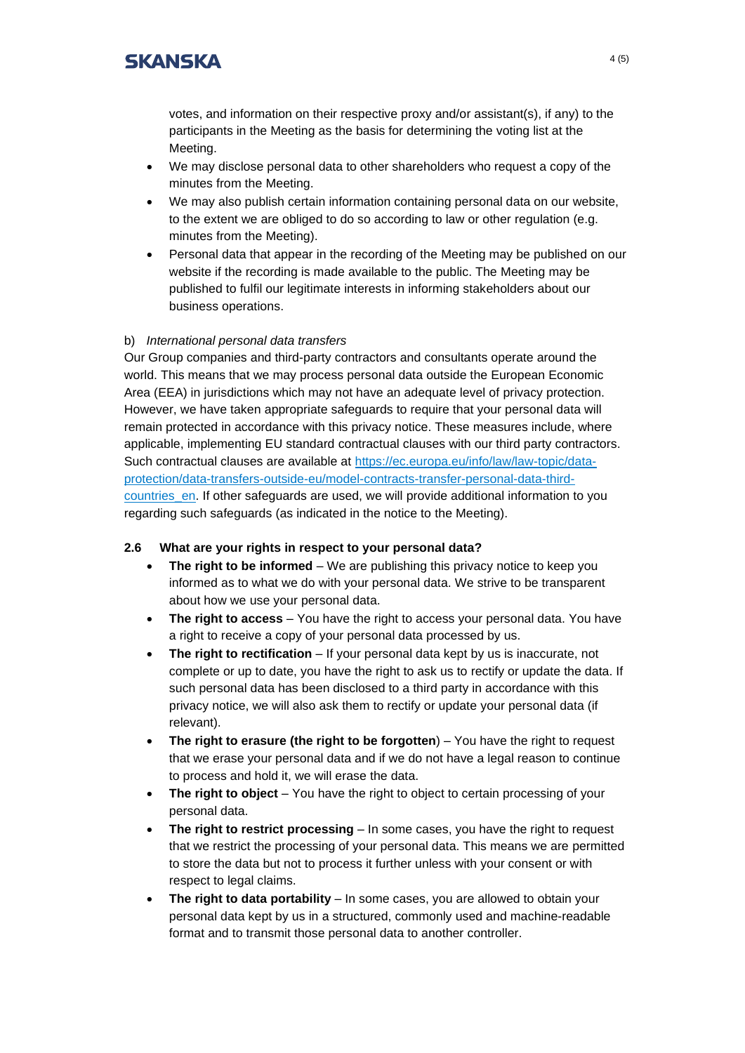votes, and information on their respective proxy and/or assistant(s), if any) to the participants in the Meeting as the basis for determining the voting list at the Meeting.

- We may disclose personal data to other shareholders who request a copy of the minutes from the Meeting.
- We may also publish certain information containing personal data on our website, to the extent we are obliged to do so according to law or other regulation (e.g. minutes from the Meeting).
- Personal data that appear in the recording of the Meeting may be published on our website if the recording is made available to the public. The Meeting may be published to fulfil our legitimate interests in informing stakeholders about our business operations.

b) *International personal data transfers*

Our Group companies and third-party contractors and consultants operate around the world. This means that we may process personal data outside the European Economic Area (EEA) in jurisdictions which may not have an adequate level of privacy protection. However, we have taken appropriate safeguards to require that your personal data will remain protected in accordance with this privacy notice. These measures include, where applicable, implementing EU standard contractual clauses with our third party contractors. Such contractual clauses are available at [https://ec.europa.eu/info/law/law-topic/data-protection/data-transfers-outside-eu/model-contracts-transfer-personal-data-third-countries_en](https://ec.europa.eu/info/law/law-topic/data-protection/data-transfers-outside-eu/model-contracts-transfer-personal-data-third-countries_en). If other safeguards are used, we will provide additional information to you regarding such safeguards (as indicated in the notice to the Meeting).

### 2.6 What are your rights in respect to your personal data?

- **The right to be informed** – We are publishing this privacy notice to keep you informed as to what we do with your personal data. We strive to be transparent about how we use your personal data.
- **The right to access** – You have the right to access your personal data. You have a right to receive a copy of your personal data processed by us.
- **The right to rectification** – If your personal data kept by us is inaccurate, not complete or up to date, you have the right to ask us to rectify or update the data. If such personal data has been disclosed to a third party in accordance with this privacy notice, we will also ask them to rectify or update your personal data (if relevant).
- **The right to erasure (the right to be forgotten**) – You have the right to request that we erase your personal data and if we do not have a legal reason to continue to process and hold it, we will erase the data.
- **The right to object** – You have the right to object to certain processing of your personal data.
- **The right to restrict processing** – In some cases, you have the right to request that we restrict the processing of your personal data. This means we are permitted to store the data but not to process it further unless with your consent or with respect to legal claims.
- **The right to data portability** – In some cases, you are allowed to obtain your personal data kept by us in a structured, commonly used and machine-readable format and to transmit those personal data to another controller.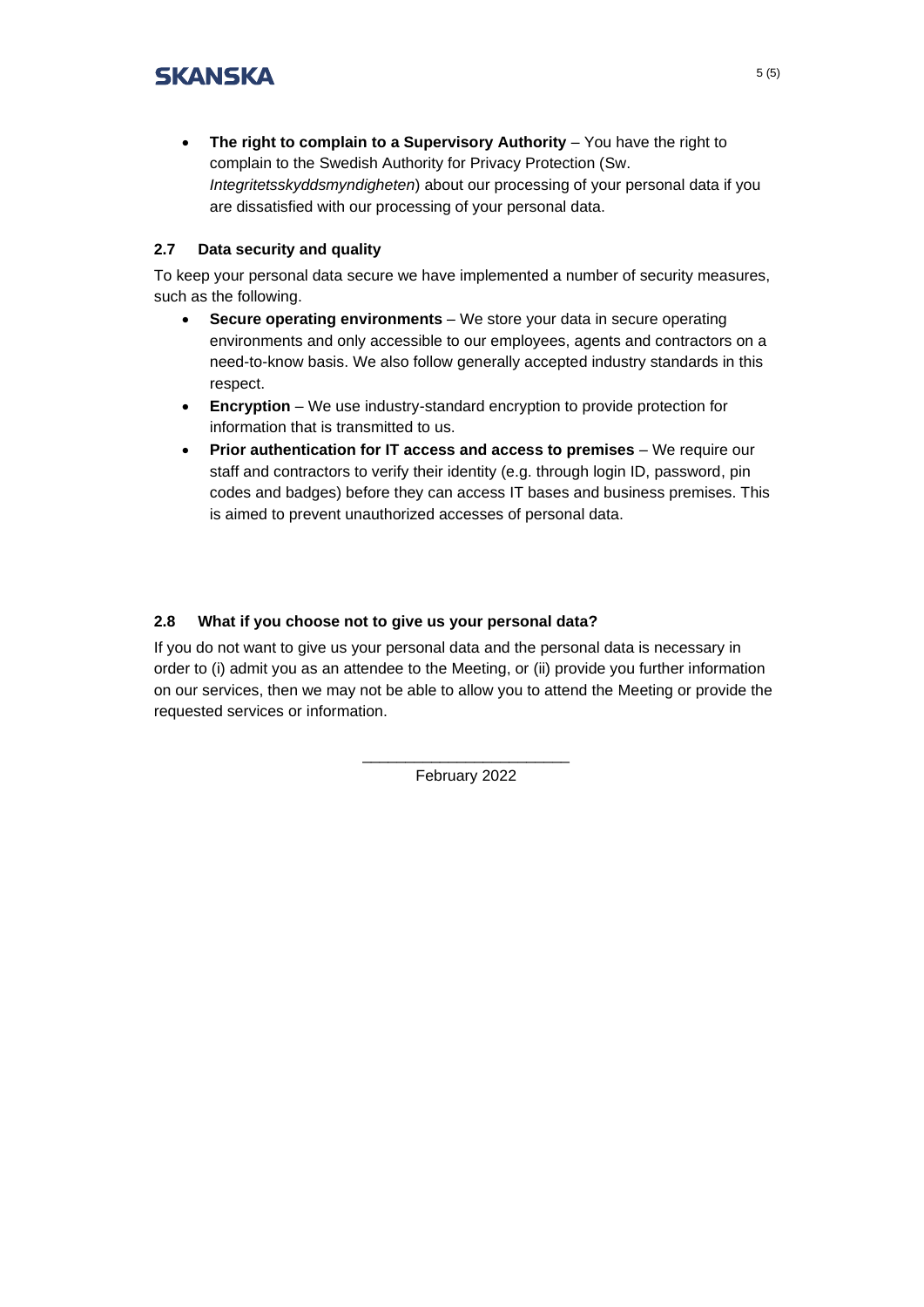- **The right to complain to a Supervisory Authority** – You have the right to complain to the Swedish Authority for Privacy Protection (Sw. *Integritetsskyddsmyndigheten*) about our processing of your personal data if you are dissatisfied with our processing of your personal data.

### 2.7 Data security and quality

To keep your personal data secure we have implemented a number of security measures, such as the following.

- **Secure operating environments** – We store your data in secure operating environments and only accessible to our employees, agents and contractors on a need-to-know basis. We also follow generally accepted industry standards in this respect.
- **Encryption** – We use industry-standard encryption to provide protection for information that is transmitted to us.
- **Prior authentication for IT access and access to premises** – We require our staff and contractors to verify their identity (e.g. through login ID, password, pin codes and badges) before they can access IT bases and business premises. This is aimed to prevent unauthorized accesses of personal data.

### 2.8 What if you choose not to give us your personal data?

If you do not want to give us your personal data and the personal data is necessary in order to (i) admit you as an attendee to the Meeting, or (ii) provide you further information on our services, then we may not be able to allow you to attend the Meeting or provide the requested services or information.

________________________

February 2022